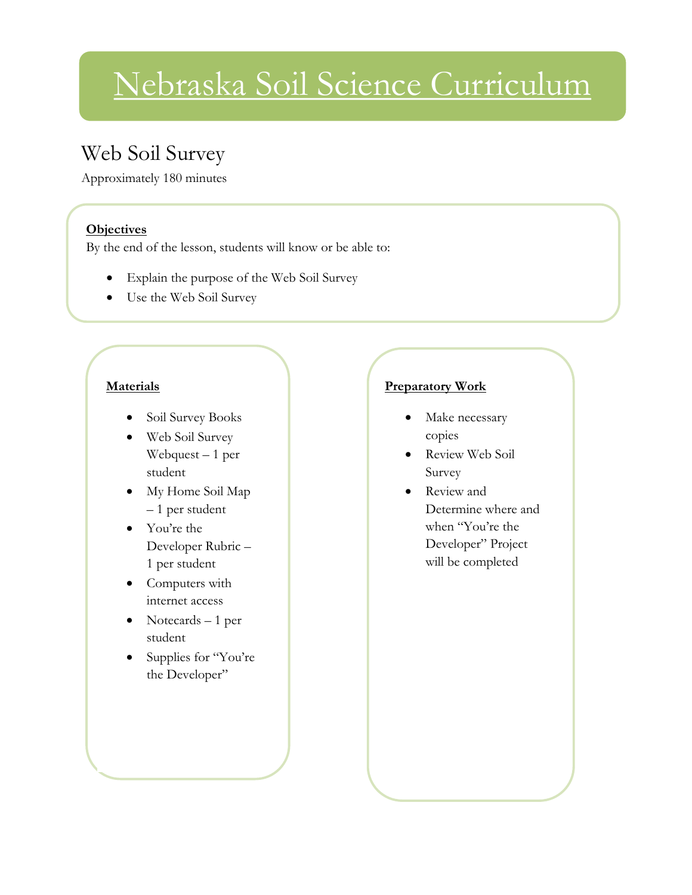# Nebraska Soil Science Curriculum

## Web Soil Survey

Approximately 180 minutes

**Objectives**

By the end of the lesson, students will know or be able to:

- Explain the purpose of the Web Soil Survey
- Use the Web Soil Survey

**Materials**

- Soil Survey Books
- Web Soil Survey Webquest – 1 per student
- My Home Soil Map – 1 per student
- You're the Developer Rubric – 1 per student
- Computers with internet access
- Notecards – 1 per student
- Supplies for "You're the Developer"

**Preparatory Work**

- Make necessary copies
- Review Web Soil Survey
- Review and Determine where and when "You're the Developer" Project will be completed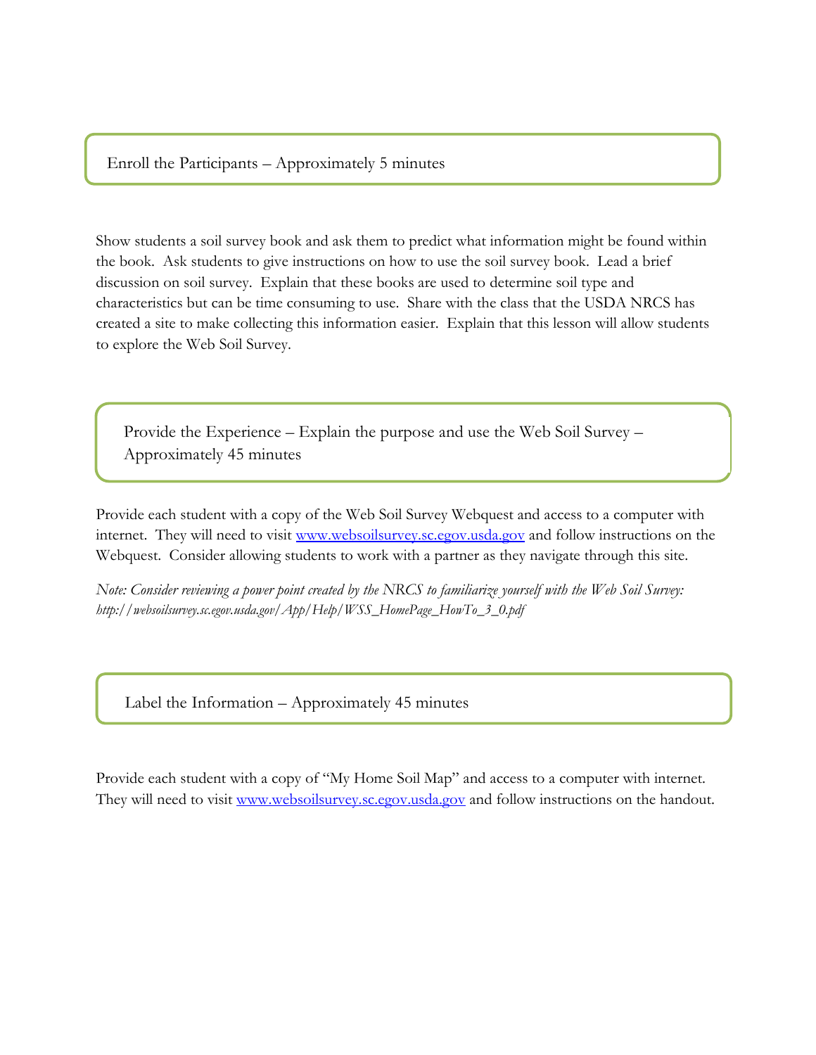## Enroll the Participants – Approximately 5 minutes

Show students a soil survey book and ask them to predict what information might be found within the book. Ask students to give instructions on how to use the soil survey book. Lead a brief discussion on soil survey. Explain that these books are used to determine soil type and characteristics but can be time consuming to use. Share with the class that the USDA NRCS has created a site to make collecting this information easier. Explain that this lesson will allow students to explore the Web Soil Survey.

## Provide the Experience – Explain the purpose and use the Web Soil Survey – Approximately 45 minutes

Provide each student with a copy of the Web Soil Survey Webquest and access to a computer with internet. They will need to visit [www.websoilsurvey.sc.egov.usda.gov](http://www.websoilsurvey.sc.egov.usda.gov) and follow instructions on the Webquest. Consider allowing students to work with a partner as they navigate through this site.

*Note: Consider reviewing a power point created by the NRCS to familiarize yourself with the Web Soil Survey: http://websoilsurvey.sc.egov.usda.gov/App/Help/WSS_HomePage_HowTo_3_0.pdf*

## Label the Information – Approximately 45 minutes

Provide each student with a copy of "My Home Soil Map" and access to a computer with internet. They will need to visit [www.websoilsurvey.sc.egov.usda.gov](http://www.websoilsurvey.sc.egov.usda.gov) and follow instructions on the handout.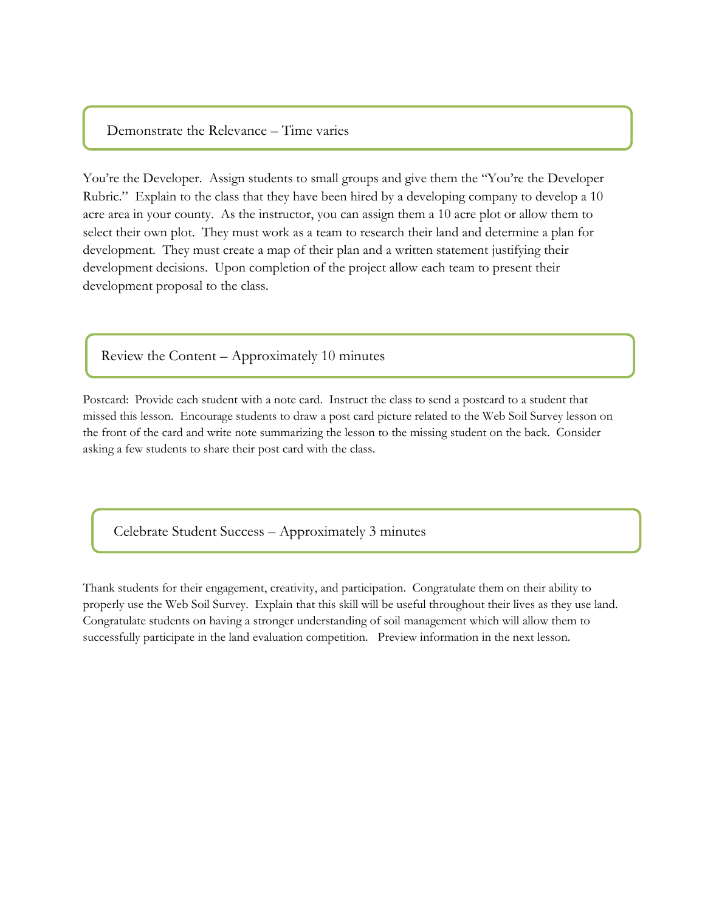## Demonstrate the Relevance – Time varies

You're the Developer. Assign students to small groups and give them the "You're the Developer Rubric." Explain to the class that they have been hired by a developing company to develop a 10 acre area in your county. As the instructor, you can assign them a 10 acre plot or allow them to select their own plot. They must work as a team to research their land and determine a plan for development. They must create a map of their plan and a written statement justifying their development decisions. Upon completion of the project allow each team to present their development proposal to the class.

## Review the Content – Approximately 10 minutes

Postcard: Provide each student with a note card. Instruct the class to send a postcard to a student that missed this lesson. Encourage students to draw a post card picture related to the Web Soil Survey lesson on the front of the card and write note summarizing the lesson to the missing student on the back. Consider asking a few students to share their post card with the class.

## Celebrate Student Success – Approximately 3 minutes

Thank students for their engagement, creativity, and participation. Congratulate them on their ability to properly use the Web Soil Survey. Explain that this skill will be useful throughout their lives as they use land. Congratulate students on having a stronger understanding of soil management which will allow them to successfully participate in the land evaluation competition. Preview information in the next lesson.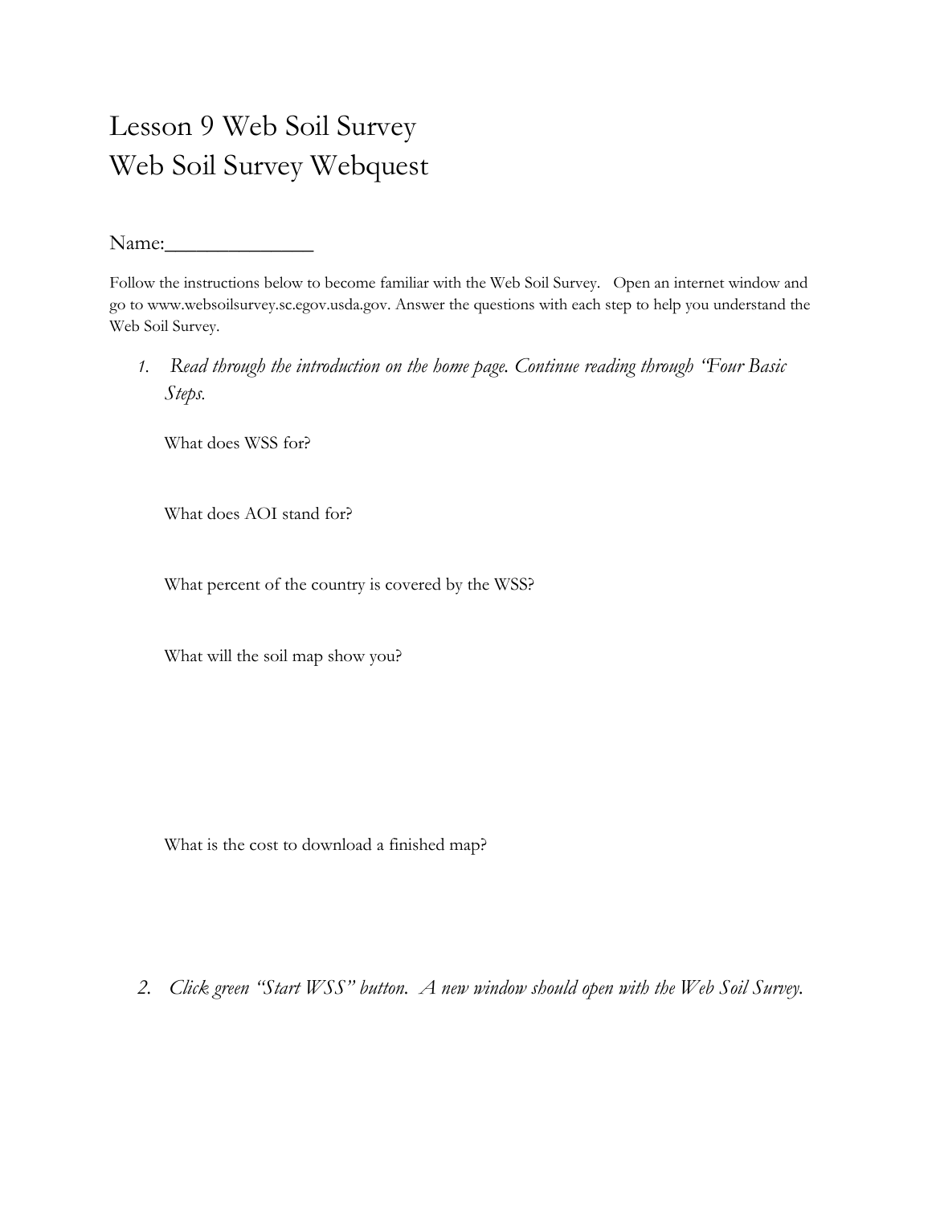# Lesson 9 Web Soil Survey
# Web Soil Survey Webquest

Name:_______________

Follow the instructions below to become familiar with the Web Soil Survey. Open an internet window and go to www.websoilsurvey.sc.egov.usda.gov. Answer the questions with each step to help you understand the Web Soil Survey.

1. *Read through the introduction on the home page. Continue reading through "Four Basic Steps.*

   What does WSS for?

   What does AOI stand for?

   What percent of the country is covered by the WSS?

   What will the soil map show you?

   What is the cost to download a finished map?

2. *Click green "Start WSS" button. A new window should open with the Web Soil Survey.*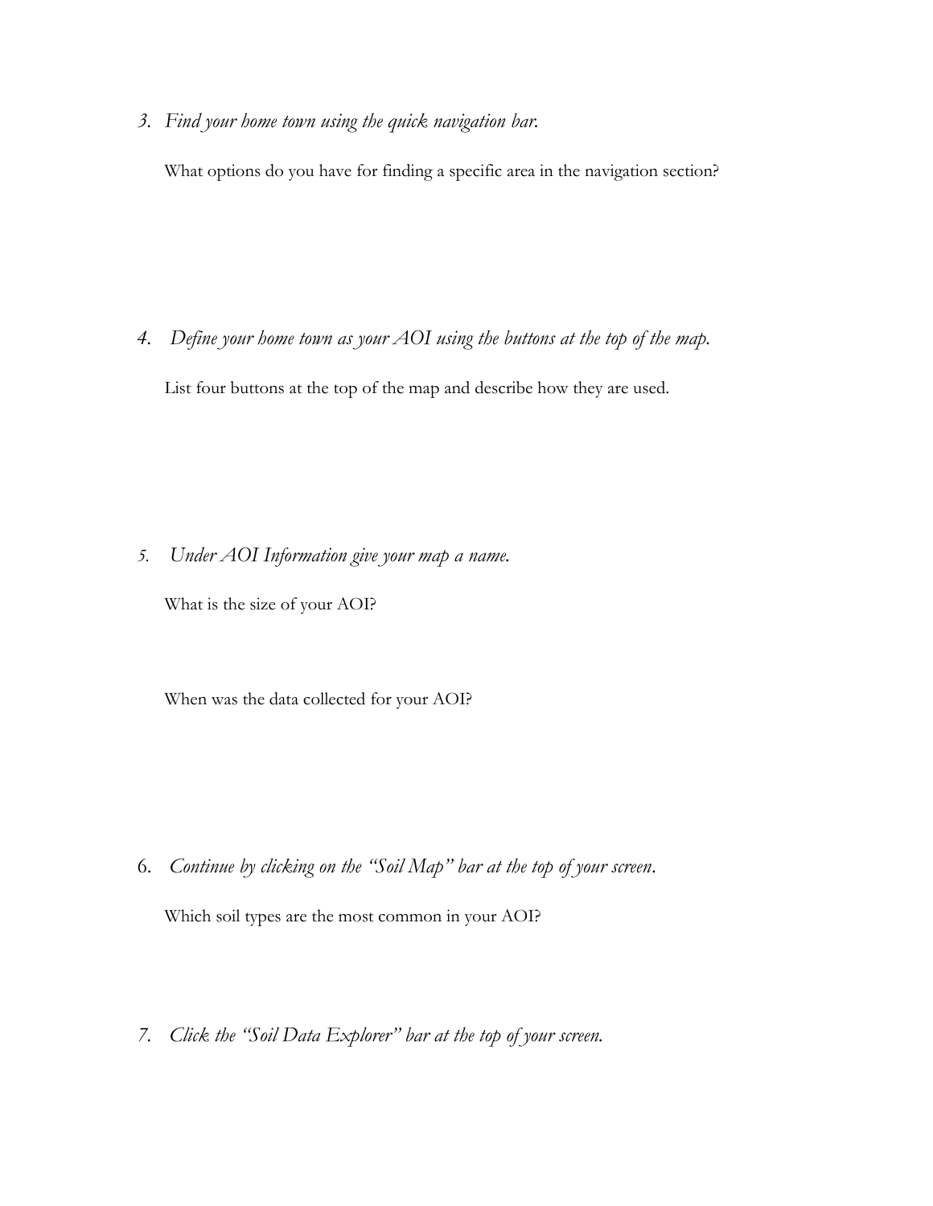3. *Find your home town using the quick navigation bar.*

   What options do you have for finding a specific area in the navigation section?

4. *Define your home town as your AOI using the buttons at the top of the map.*

   List four buttons at the top of the map and describe how they are used.

5. *Under AOI Information give your map a name.*

   What is the size of your AOI?

   When was the data collected for your AOI?

6. *Continue by clicking on the "Soil Map" bar at the top of your screen*.

   Which soil types are the most common in your AOI?

7. *Click the "Soil Data Explorer" bar at the top of your screen.*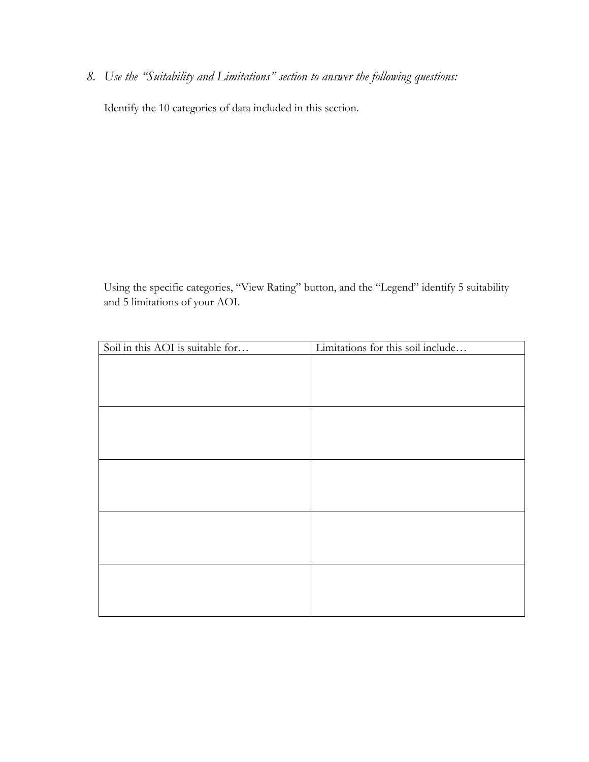8. *Use the "Suitability and Limitations" section to answer the following questions:*

Identify the 10 categories of data included in this section.

Using the specific categories, "View Rating" button, and the "Legend" identify 5 suitability and 5 limitations of your AOI.

| Soil in this AOI is suitable for… | Limitations for this soil include… |
| --- | --- |
| | |
| | |
| | |
| | |
| | |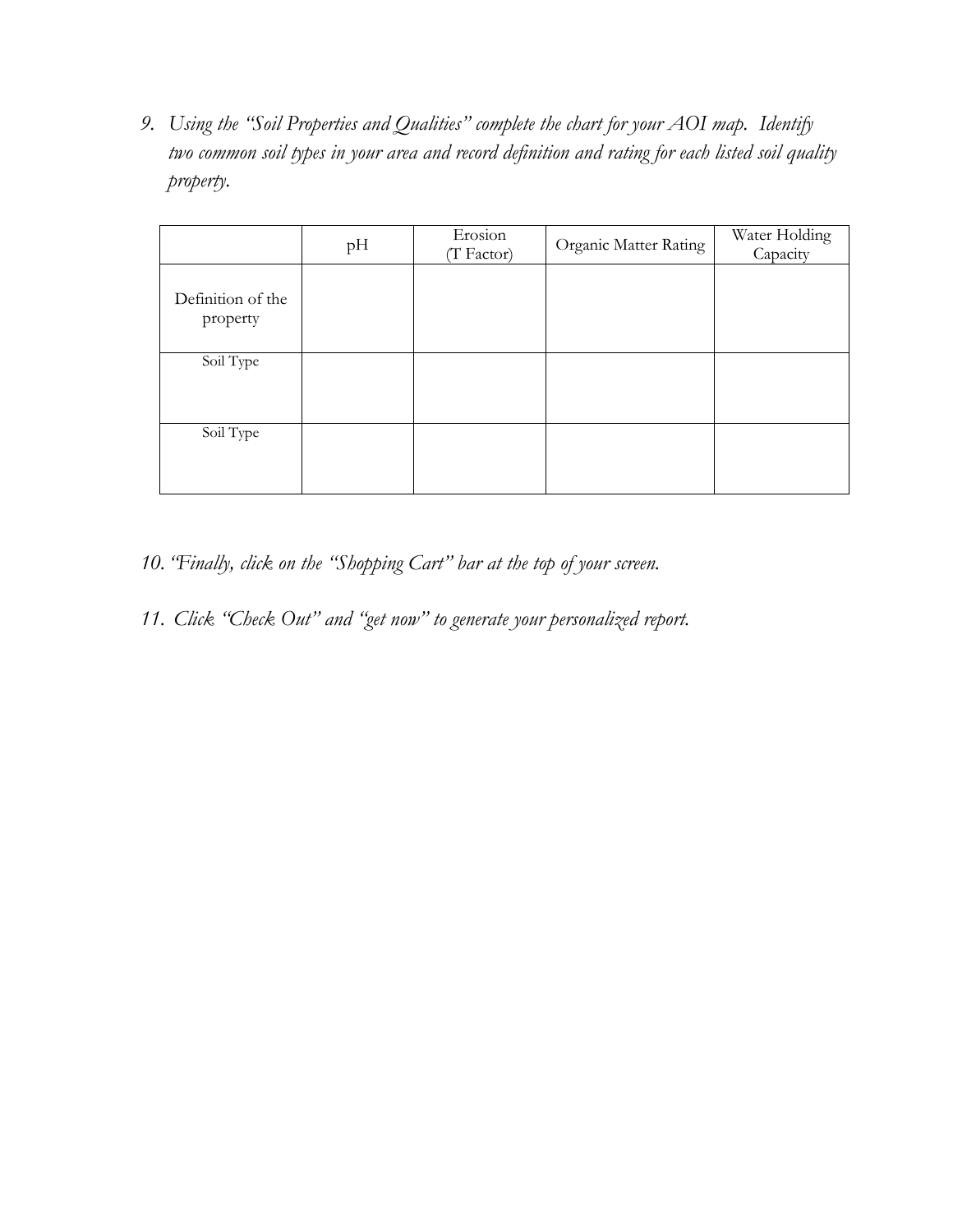9. *Using the "Soil Properties and Qualities" complete the chart for your AOI map. Identify two common soil types in your area and record definition and rating for each listed soil quality property.*

| | pH | Erosion (T Factor) | Organic Matter Rating | Water Holding Capacity |
|---|---|---|---|---|
| Definition of the property | | | | |
| Soil Type | | | | |
| Soil Type | | | | |

10. *"Finally, click on the "Shopping Cart" bar at the top of your screen.*

11. *Click "Check Out" and "get now" to generate your personalized report.*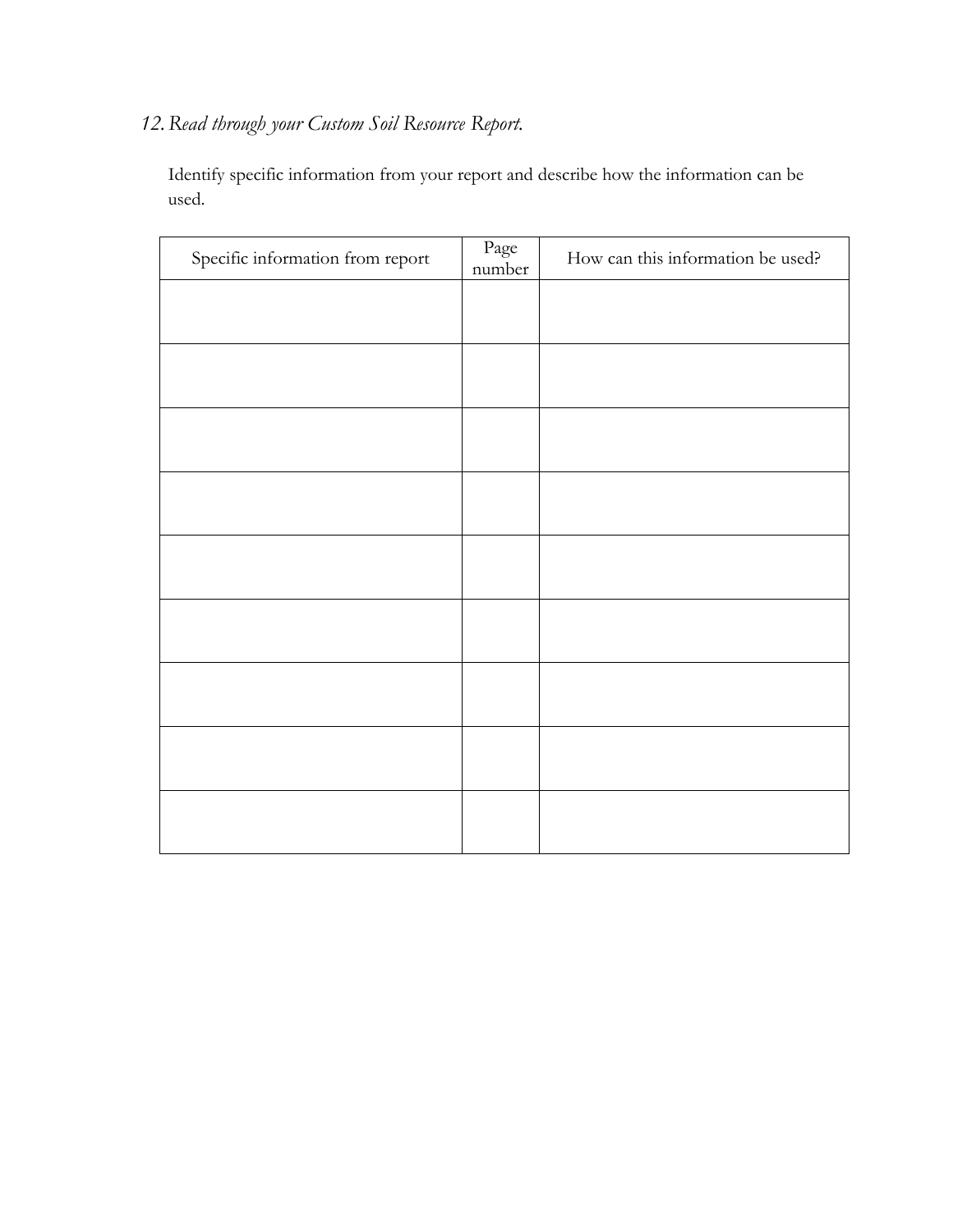*12. Read through your Custom Soil Resource Report.*

Identify specific information from your report and describe how the information can be used.

| Specific information from report | Page number | How can this information be used? |
| --- | --- | --- |
| | | |
| | | |
| | | |
| | | |
| | | |
| | | |
| | | |
| | | |
| | | |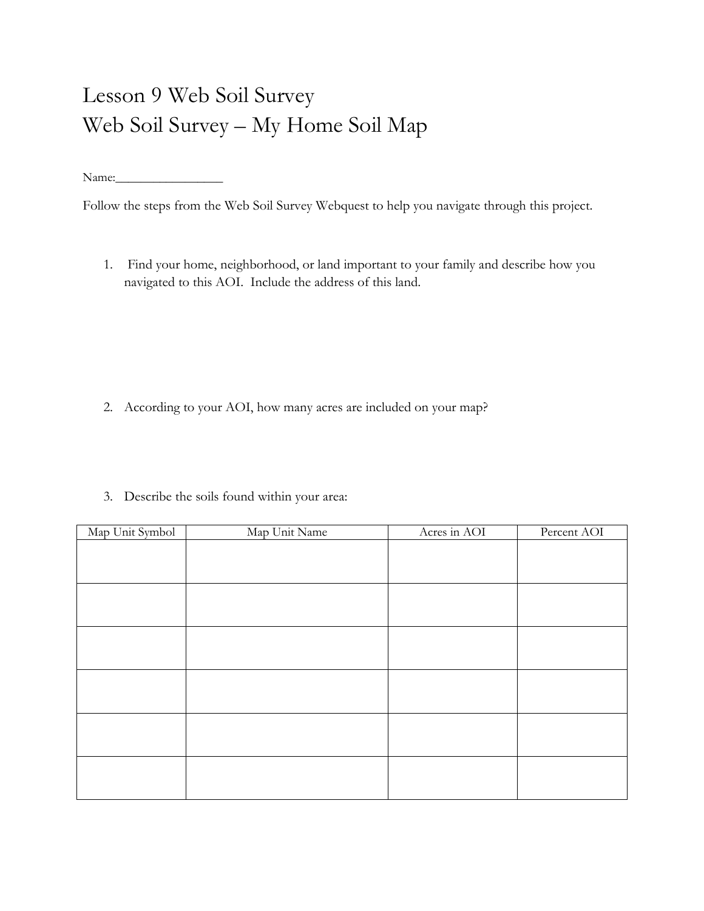# Lesson 9 Web Soil Survey
# Web Soil Survey – My Home Soil Map

Name:_________________

Follow the steps from the Web Soil Survey Webquest to help you navigate through this project.

1. Find your home, neighborhood, or land important to your family and describe how you navigated to this AOI. Include the address of this land.

2. According to your AOI, how many acres are included on your map?

3. Describe the soils found within your area:

| Map Unit Symbol | Map Unit Name | Acres in AOI | Percent AOI |
|---|---|---|---|
| | | | |
| | | | |
| | | | |
| | | | |
| | | | |
| | | | |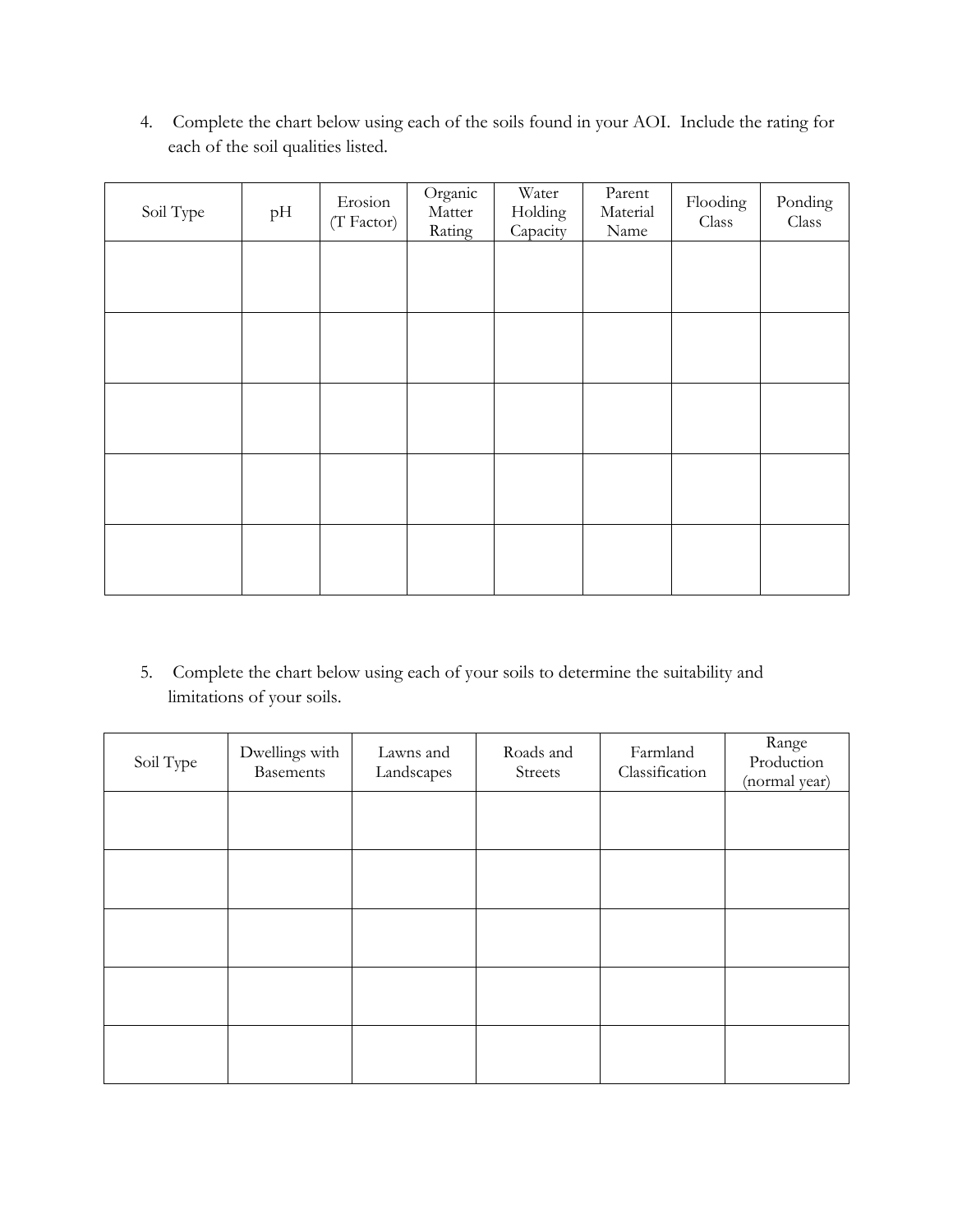4. Complete the chart below using each of the soils found in your AOI. Include the rating for each of the soil qualities listed.

| Soil Type | pH | Erosion (T Factor) | Organic Matter Rating | Water Holding Capacity | Parent Material Name | Flooding Class | Ponding Class |
|---|---|---|---|---|---|---|---|
| | | | | | | | |
| | | | | | | | |
| | | | | | | | |
| | | | | | | | |
| | | | | | | | |

5. Complete the chart below using each of your soils to determine the suitability and limitations of your soils.

| Soil Type | Dwellings with Basements | Lawns and Landscapes | Roads and Streets | Farmland Classification | Range Production (normal year) |
|---|---|---|---|---|---|
| | | | | | |
| | | | | | |
| | | | | | |
| | | | | | |
| | | | | | |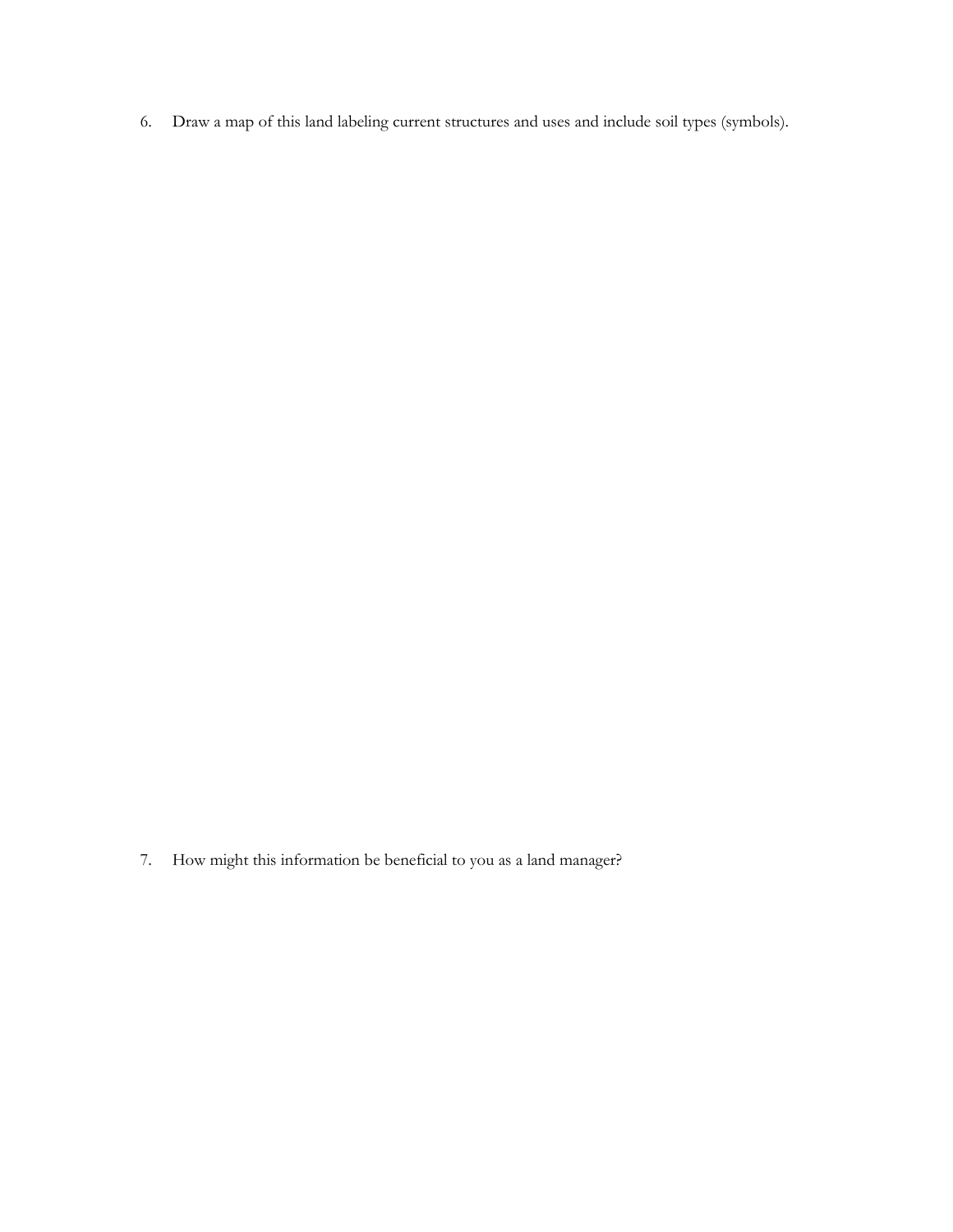6. Draw a map of this land labeling current structures and uses and include soil types (symbols).

7. How might this information be beneficial to you as a land manager?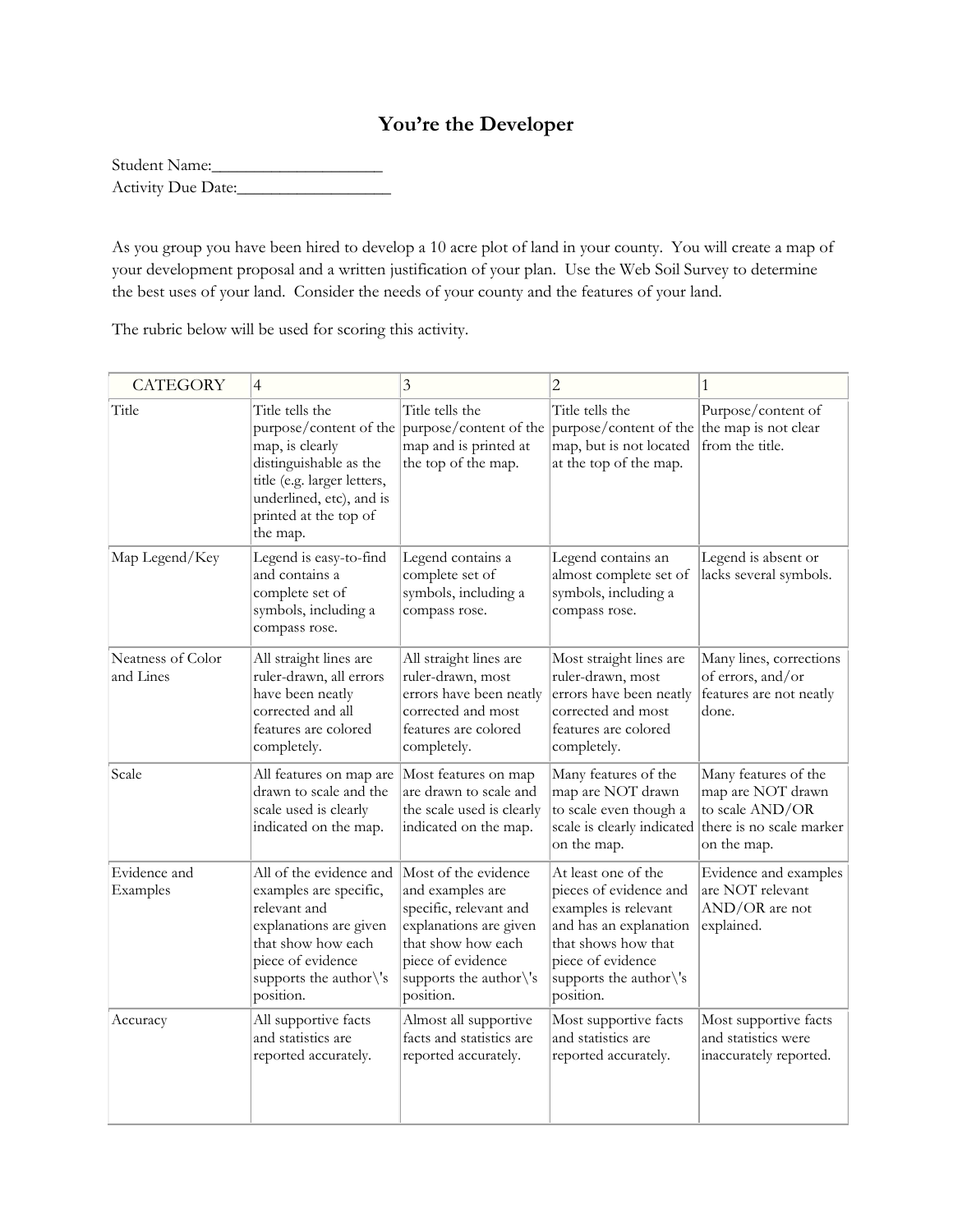# You're the Developer

Student Name:____________________

Activity Due Date:__________________

As you group you have been hired to develop a 10 acre plot of land in your county. You will create a map of your development proposal and a written justification of your plan. Use the Web Soil Survey to determine the best uses of your land. Consider the needs of your county and the features of your land.

The rubric below will be used for scoring this activity.

| CATEGORY | 4 | 3 | 2 | 1 |
|---|---|---|---|---|
| Title | Title tells the purpose/content of the map, is clearly distinguishable as the title (e.g. larger letters, underlined, etc), and is printed at the top of the map. | Title tells the purpose/content of the map and is printed at the top of the map. | Title tells the purpose/content of the map, but is not located at the top of the map. | Purpose/content of the map is not clear from the title. |
| Map Legend/Key | Legend is easy-to-find and contains a complete set of symbols, including a compass rose. | Legend contains a complete set of symbols, including a compass rose. | Legend contains an almost complete set of symbols, including a compass rose. | Legend is absent or lacks several symbols. |
| Neatness of Color and Lines | All straight lines are ruler-drawn, all errors have been neatly corrected and all features are colored completely. | All straight lines are ruler-drawn, most errors have been neatly corrected and most features are colored completely. | Most straight lines are ruler-drawn, most errors have been neatly corrected and most features are colored completely. | Many lines, corrections of errors, and/or features are not neatly done. |
| Scale | All features on map are drawn to scale and the scale used is clearly indicated on the map. | Most features on map are drawn to scale and the scale used is clearly indicated on the map. | Many features of the map are NOT drawn to scale even though a scale is clearly indicated on the map. | Many features of the map are NOT drawn to scale AND/OR there is no scale marker on the map. |
| Evidence and Examples | All of the evidence and examples are specific, relevant and explanations are given that show how each piece of evidence supports the author\'s position. | Most of the evidence and examples are specific, relevant and explanations are given that show how each piece of evidence supports the author\'s position. | At least one of the pieces of evidence and examples is relevant and has an explanation that shows how that piece of evidence supports the author\'s position. | Evidence and examples are NOT relevant AND/OR are not explained. |
| Accuracy | All supportive facts and statistics are reported accurately. | Almost all supportive facts and statistics are reported accurately. | Most supportive facts and statistics are reported accurately. | Most supportive facts and statistics were inaccurately reported. |